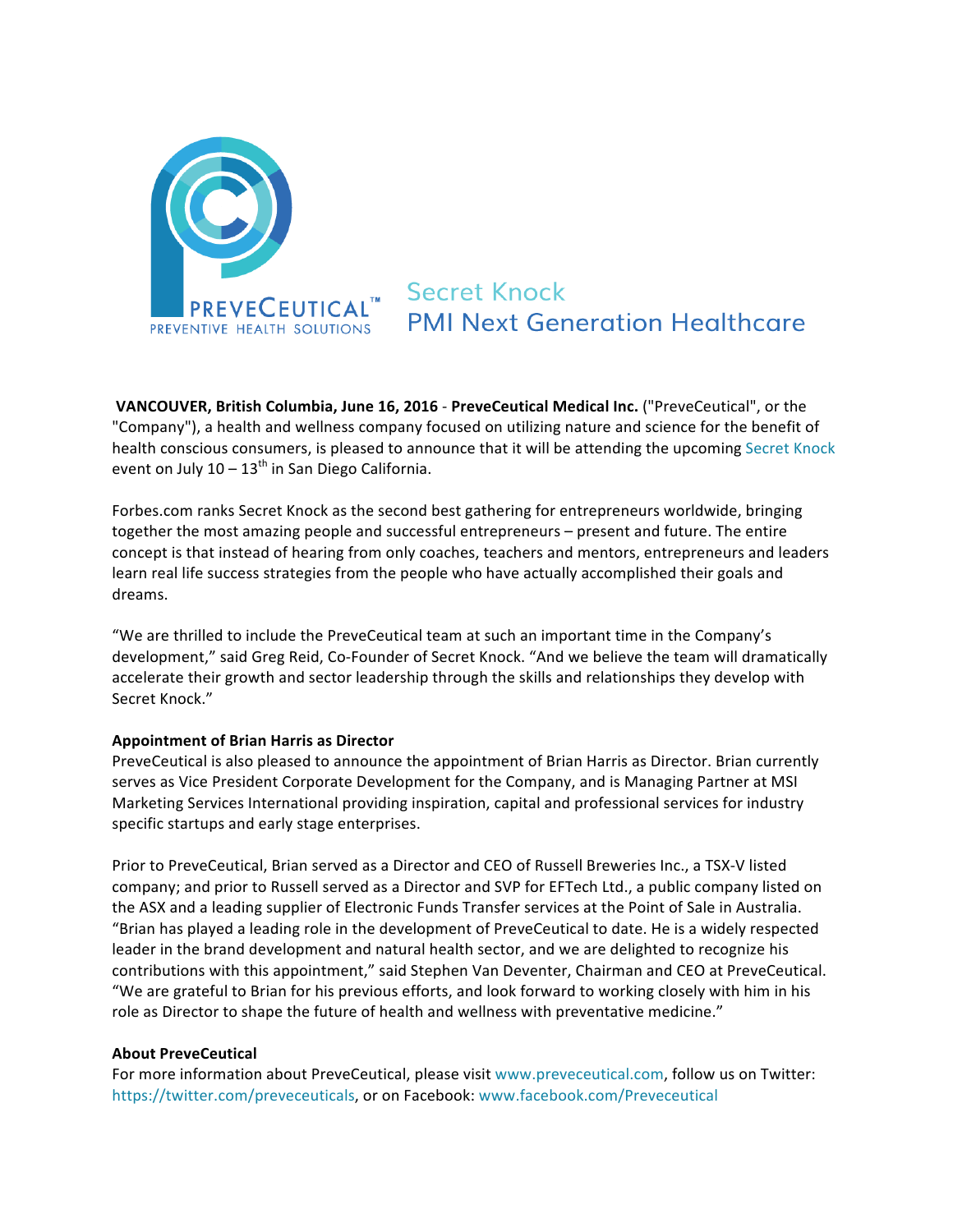PREVECEUTICAL™
PREVENTIVE HEALTH SOLUTIONS

# Secret Knock
# PMI Next Generation Healthcare

**VANCOUVER, British Columbia, June 16, 2016** - **PreveCeutical Medical Inc.** ("PreveCeutical", or the "Company"), a health and wellness company focused on utilizing nature and science for the benefit of health conscious consumers, is pleased to announce that it will be attending the upcoming Secret Knock event on July 10 – 13th in San Diego California.

Forbes.com ranks Secret Knock as the second best gathering for entrepreneurs worldwide, bringing together the most amazing people and successful entrepreneurs – present and future. The entire concept is that instead of hearing from only coaches, teachers and mentors, entrepreneurs and leaders learn real life success strategies from the people who have actually accomplished their goals and dreams.

"We are thrilled to include the PreveCeutical team at such an important time in the Company's development," said Greg Reid, Co-Founder of Secret Knock. "And we believe the team will dramatically accelerate their growth and sector leadership through the skills and relationships they develop with Secret Knock."

**Appointment of Brian Harris as Director**

PreveCeutical is also pleased to announce the appointment of Brian Harris as Director. Brian currently serves as Vice President Corporate Development for the Company, and is Managing Partner at MSI Marketing Services International providing inspiration, capital and professional services for industry specific startups and early stage enterprises.

Prior to PreveCeutical, Brian served as a Director and CEO of Russell Breweries Inc., a TSX-V listed company; and prior to Russell served as a Director and SVP for EFTech Ltd., a public company listed on the ASX and a leading supplier of Electronic Funds Transfer services at the Point of Sale in Australia. "Brian has played a leading role in the development of PreveCeutical to date. He is a widely respected leader in the brand development and natural health sector, and we are delighted to recognize his contributions with this appointment," said Stephen Van Deventer, Chairman and CEO at PreveCeutical. "We are grateful to Brian for his previous efforts, and look forward to working closely with him in his role as Director to shape the future of health and wellness with preventative medicine."

**About PreveCeutical**

For more information about PreveCeutical, please visit www.preveceutical.com, follow us on Twitter: https://twitter.com/preveceuticals, or on Facebook: www.facebook.com/Preveceutical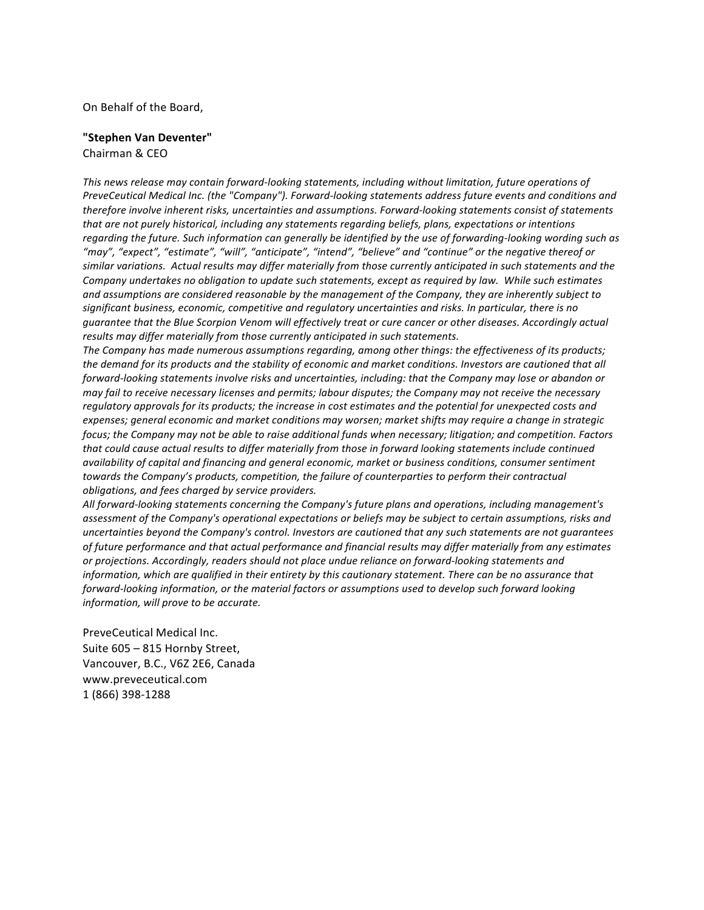On Behalf of the Board,

**"Stephen Van Deventer"**
Chairman & CEO

*This news release may contain forward-looking statements, including without limitation, future operations of PreveCeutical Medical Inc. (the "Company"). Forward-looking statements address future events and conditions and therefore involve inherent risks, uncertainties and assumptions. Forward-looking statements consist of statements that are not purely historical, including any statements regarding beliefs, plans, expectations or intentions regarding the future. Such information can generally be identified by the use of forwarding-looking wording such as "may", "expect", "estimate", "will", "anticipate", "intend", "believe" and "continue" or the negative thereof or similar variations. Actual results may differ materially from those currently anticipated in such statements and the Company undertakes no obligation to update such statements, except as required by law. While such estimates and assumptions are considered reasonable by the management of the Company, they are inherently subject to significant business, economic, competitive and regulatory uncertainties and risks. In particular, there is no guarantee that the Blue Scorpion Venom will effectively treat or cure cancer or other diseases. Accordingly actual results may differ materially from those currently anticipated in such statements.*

*The Company has made numerous assumptions regarding, among other things: the effectiveness of its products; the demand for its products and the stability of economic and market conditions. Investors are cautioned that all forward-looking statements involve risks and uncertainties, including: that the Company may lose or abandon or may fail to receive necessary licenses and permits; labour disputes; the Company may not receive the necessary regulatory approvals for its products; the increase in cost estimates and the potential for unexpected costs and expenses; general economic and market conditions may worsen; market shifts may require a change in strategic focus; the Company may not be able to raise additional funds when necessary; litigation; and competition. Factors that could cause actual results to differ materially from those in forward looking statements include continued availability of capital and financing and general economic, market or business conditions, consumer sentiment towards the Company's products, competition, the failure of counterparties to perform their contractual obligations, and fees charged by service providers.*

*All forward-looking statements concerning the Company's future plans and operations, including management's assessment of the Company's operational expectations or beliefs may be subject to certain assumptions, risks and uncertainties beyond the Company's control. Investors are cautioned that any such statements are not guarantees of future performance and that actual performance and financial results may differ materially from any estimates or projections. Accordingly, readers should not place undue reliance on forward-looking statements and information, which are qualified in their entirety by this cautionary statement. There can be no assurance that forward-looking information, or the material factors or assumptions used to develop such forward looking information, will prove to be accurate.*

PreveCeutical Medical Inc.
Suite 605 – 815 Hornby Street,
Vancouver, B.C., V6Z 2E6, Canada
www.preveceutical.com
1 (866) 398-1288